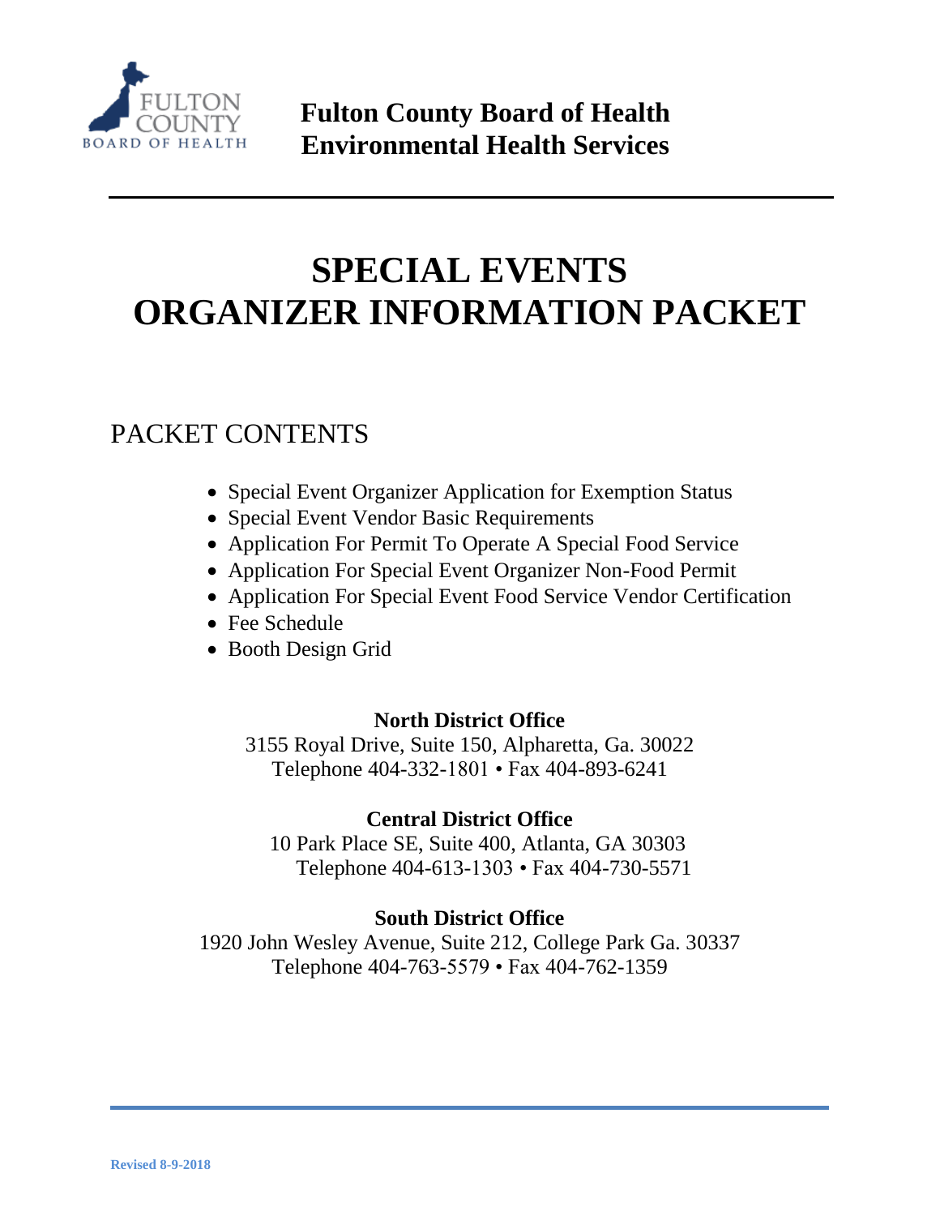FULTON COUNTY BOARD OF HEALTH

**Fulton County Board of Health**
**Environmental Health Services**

# SPECIAL EVENTS ORGANIZER INFORMATION PACKET

## PACKET CONTENTS

- Special Event Organizer Application for Exemption Status
- Special Event Vendor Basic Requirements
- Application For Permit To Operate A Special Food Service
- Application For Special Event Organizer Non-Food Permit
- Application For Special Event Food Service Vendor Certification
- Fee Schedule
- Booth Design Grid

**North District Office**
3155 Royal Drive, Suite 150, Alpharetta, Ga. 30022
Telephone 404-332-1801 • Fax 404-893-6241

**Central District Office**
10 Park Place SE, Suite 400, Atlanta, GA 30303
Telephone 404-613-1303 • Fax 404-730-5571

**South District Office**
1920 John Wesley Avenue, Suite 212, College Park Ga. 30337
Telephone 404-763-5579 • Fax 404-762-1359

Revised 8-9-2018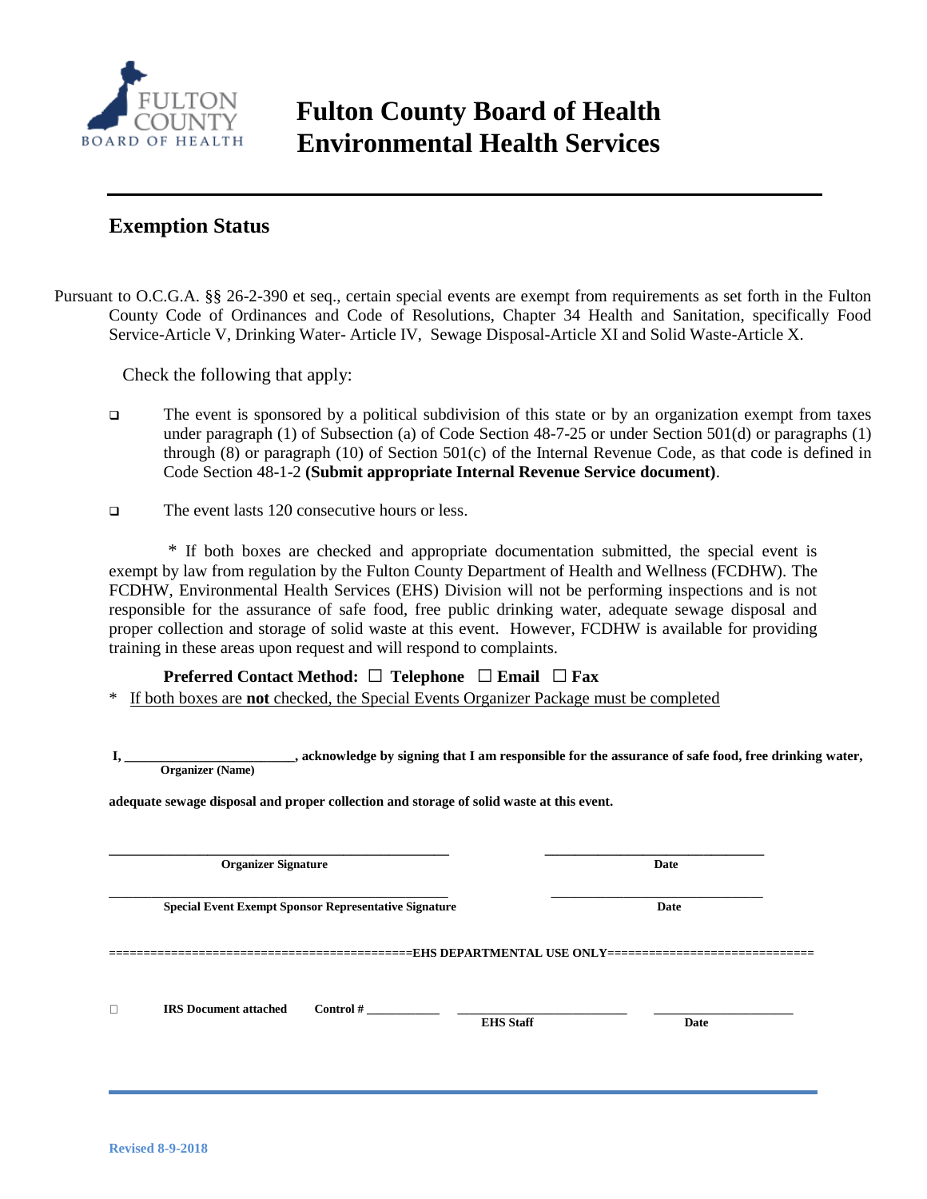# Fulton County Board of Health
# Environmental Health Services

---

## Exemption Status

Pursuant to O.C.G.A. §§ 26-2-390 et seq., certain special events are exempt from requirements as set forth in the Fulton County Code of Ordinances and Code of Resolutions, Chapter 34 Health and Sanitation, specifically Food Service-Article V, Drinking Water- Article IV, Sewage Disposal-Article XI and Solid Waste-Article X.

Check the following that apply:

- ☐ The event is sponsored by a political subdivision of this state or by an organization exempt from taxes under paragraph (1) of Subsection (a) of Code Section 48-7-25 or under Section 501(d) or paragraphs (1) through (8) or paragraph (10) of Section 501(c) of the Internal Revenue Code, as that code is defined in Code Section 48-1-2 **(Submit appropriate Internal Revenue Service document)**.
- ☐ The event lasts 120 consecutive hours or less.

\* If both boxes are checked and appropriate documentation submitted, the special event is exempt by law from regulation by the Fulton County Department of Health and Wellness (FCDHW). The FCDHW, Environmental Health Services (EHS) Division will not be performing inspections and is not responsible for the assurance of safe food, free public drinking water, adequate sewage disposal and proper collection and storage of solid waste at this event. However, FCDHW is available for providing training in these areas upon request and will respond to complaints.

**Preferred Contact Method: ☐ Telephone ☐ Email ☐ Fax**

\* If both boxes are **not** checked, the Special Events Organizer Package must be completed

**I, ________________________, acknowledge by signing that I am responsible for the assurance of safe food, free drinking water,**
**Organizer (Name)**

**adequate sewage disposal and proper collection and storage of solid waste at this event.**

**_____________________________________ Organizer Signature** | **_______________________ Date**

**_____________________________________ Special Event Exempt Sponsor Representative Signature** | **_______________________ Date**

**==========================================EHS DEPARTMENTAL USE ONLY=============================**

☐ **IRS Document attached** **Control # ___________** **_______________________ EHS Staff** **____________________ Date**

Revised 8-9-2018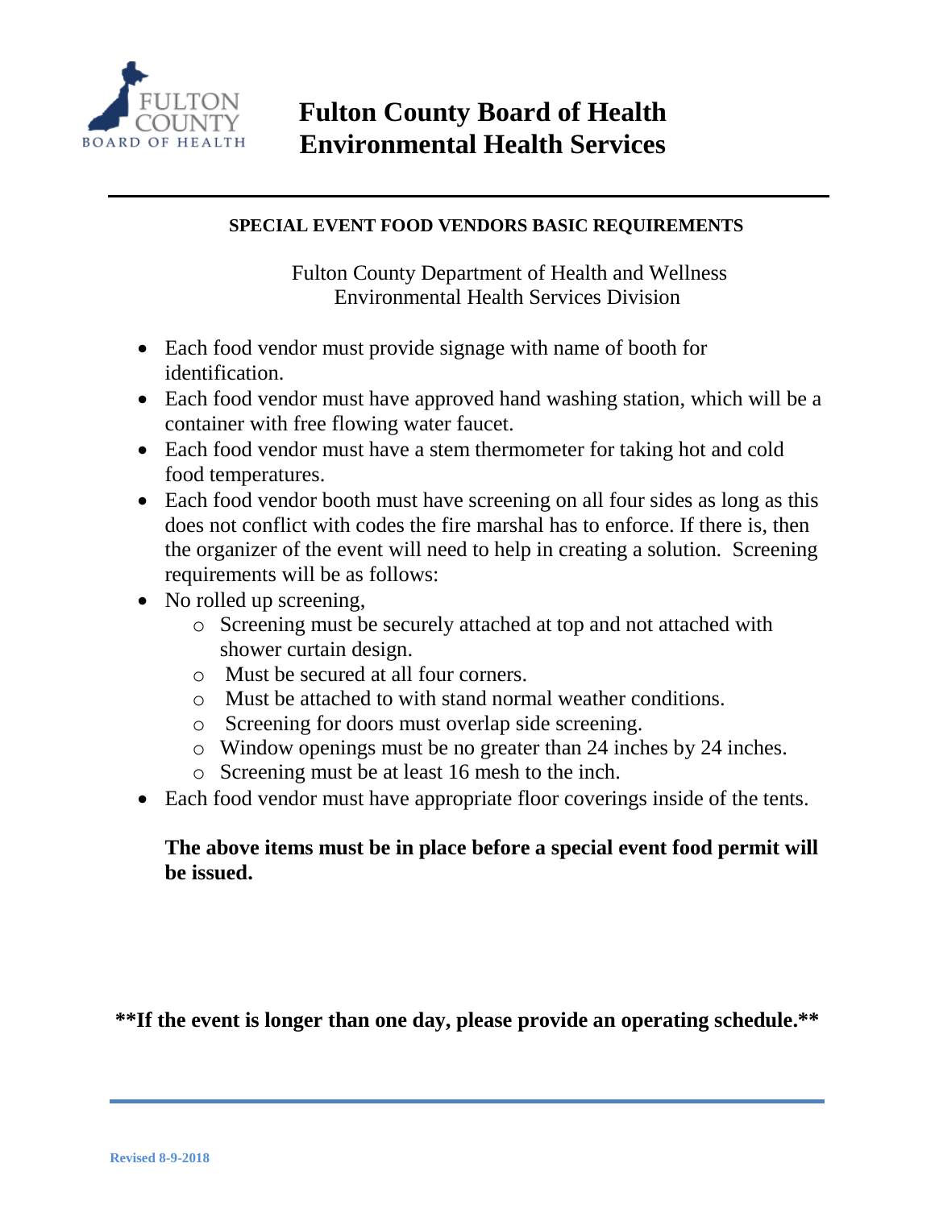# Fulton County Board of Health
# Environmental Health Services

**SPECIAL EVENT FOOD VENDORS BASIC REQUIREMENTS**

Fulton County Department of Health and Wellness
Environmental Health Services Division

- Each food vendor must provide signage with name of booth for identification.
- Each food vendor must have approved hand washing station, which will be a container with free flowing water faucet.
- Each food vendor must have a stem thermometer for taking hot and cold food temperatures.
- Each food vendor booth must have screening on all four sides as long as this does not conflict with codes the fire marshal has to enforce. If there is, then the organizer of the event will need to help in creating a solution. Screening requirements will be as follows:
- No rolled up screening,
  - Screening must be securely attached at top and not attached with shower curtain design.
  - Must be secured at all four corners.
  - Must be attached to with stand normal weather conditions.
  - Screening for doors must overlap side screening.
  - Window openings must be no greater than 24 inches by 24 inches.
  - Screening must be at least 16 mesh to the inch.
- Each food vendor must have appropriate floor coverings inside of the tents.

**The above items must be in place before a special event food permit will be issued.**

**\*\*If the event is longer than one day, please provide an operating schedule.\*\***

Revised 8-9-2018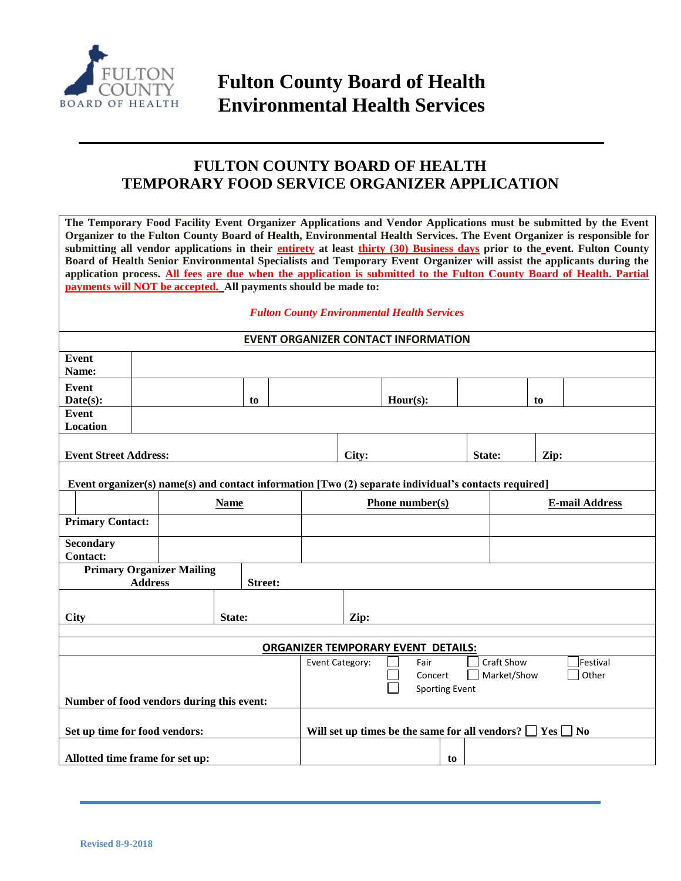# Fulton County Board of Health
# Environmental Health Services

## FULTON COUNTY BOARD OF HEALTH
## TEMPORARY FOOD SERVICE ORGANIZER APPLICATION

**The Temporary Food Facility Event Organizer Applications and Vendor Applications must be submitted by the Event Organizer to the Fulton County Board of Health, Environmental Health Services. The Event Organizer is responsible for submitting all vendor applications in their entirety at least thirty (30) Business days prior to the event. Fulton County Board of Health Senior Environmental Specialists and Temporary Event Organizer will assist the applicants during the application process. All fees are due when the application is submitted to the Fulton County Board of Health. Partial payments will NOT be accepted. All payments should be made to:**

***Fulton County Environmental Health Services***

**EVENT ORGANIZER CONTACT INFORMATION**

| | | | | | | |
|---|---|---|---|---|---|---|
| **Event Name:** | | | | | | |
| **Event Date(s):** | | **to** | | **Hour(s):** | | **to** |
| **Event Location** | | | | | | |
| **Event Street Address:** | | | **City:** | | **State:** | **Zip:** |

**Event organizer(s) name(s) and contact information [Two (2) separate individual's contacts required]**

| | **Name** | **Phone number(s)** | **E-mail Address** |
|---|---|---|---|
| **Primary Contact:** | | | |
| **Secondary Contact:** | | | |

| | | |
|---|---|---|
| **Primary Organizer Mailing Address** | **Street:** | |
| **City** | **State:** | **Zip:** |

**ORGANIZER TEMPORARY EVENT DETAILS:**

| | |
|---|---|
| **Number of food vendors during this event:** | Event Category: ☐ Fair ☐ Craft Show ☐ Festival ☐ Concert ☐ Market/Show ☐ Other ☐ Sporting Event |
| **Set up time for food vendors:** | **Will set up times be the same for all vendors?** ☐ **Yes** ☐ **No** |
| **Allotted time frame for set up:** | **to** |

Revised 8-9-2018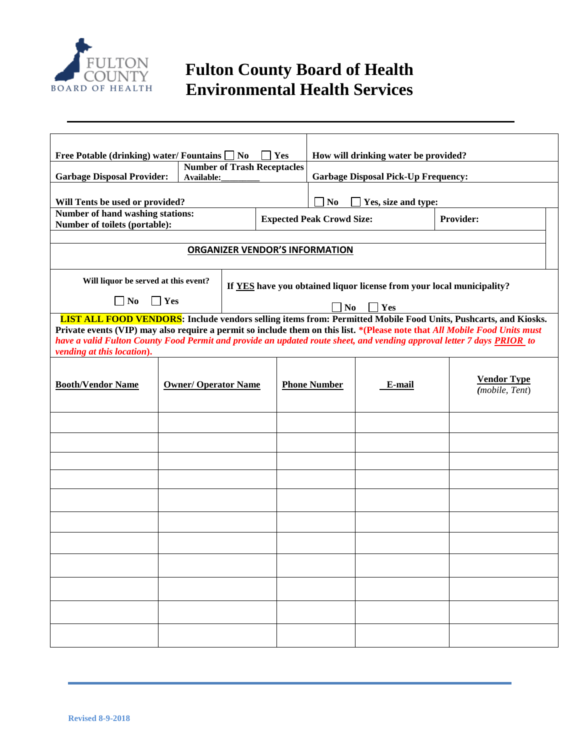# Fulton County Board of Health
# Environmental Health Services

---

**Free Potable (drinking) water/ Fountains** ☐ **No** ☐ **Yes**

**How will drinking water be provided?**

**Garbage Disposal Provider:**

**Number of Trash Receptacles Available:________**

**Garbage Disposal Pick-Up Frequency:**

**Will Tents be used or provided?** ☐ **No** ☐ **Yes, size and type:**

**Number of hand washing stations:**
**Number of toilets (portable):**

**Expected Peak Crowd Size:**

**Provider:**

## ORGANIZER VENDOR'S INFORMATION

**Will liquor be served at this event?**
☐ **No** ☐ **Yes**

**If YES have you obtained liquor license from your local municipality?**
☐ **No** ☐ **Yes**

**LIST ALL FOOD VENDORS: Include vendors selling items from: Permitted Mobile Food Units, Pushcarts, and Kiosks. Private events (VIP) may also require a permit so include them on this list. *(Please note that *All Mobile Food Units must have a valid Fulton County Food Permit and provide an updated route sheet, and vending approval letter 7 days PRIOR to vending at this location*).**

| **Booth/Vendor Name** | **Owner/ Operator Name** | **Phone Number** | **E-mail** | **Vendor Type** *(mobile, Tent)* |
|---|---|---|---|---|
| | | | | |
| | | | | |
| | | | | |
| | | | | |
| | | | | |
| | | | | |
| | | | | |
| | | | | |
| | | | | |
| | | | | |
| | | | | |

Revised 8-9-2018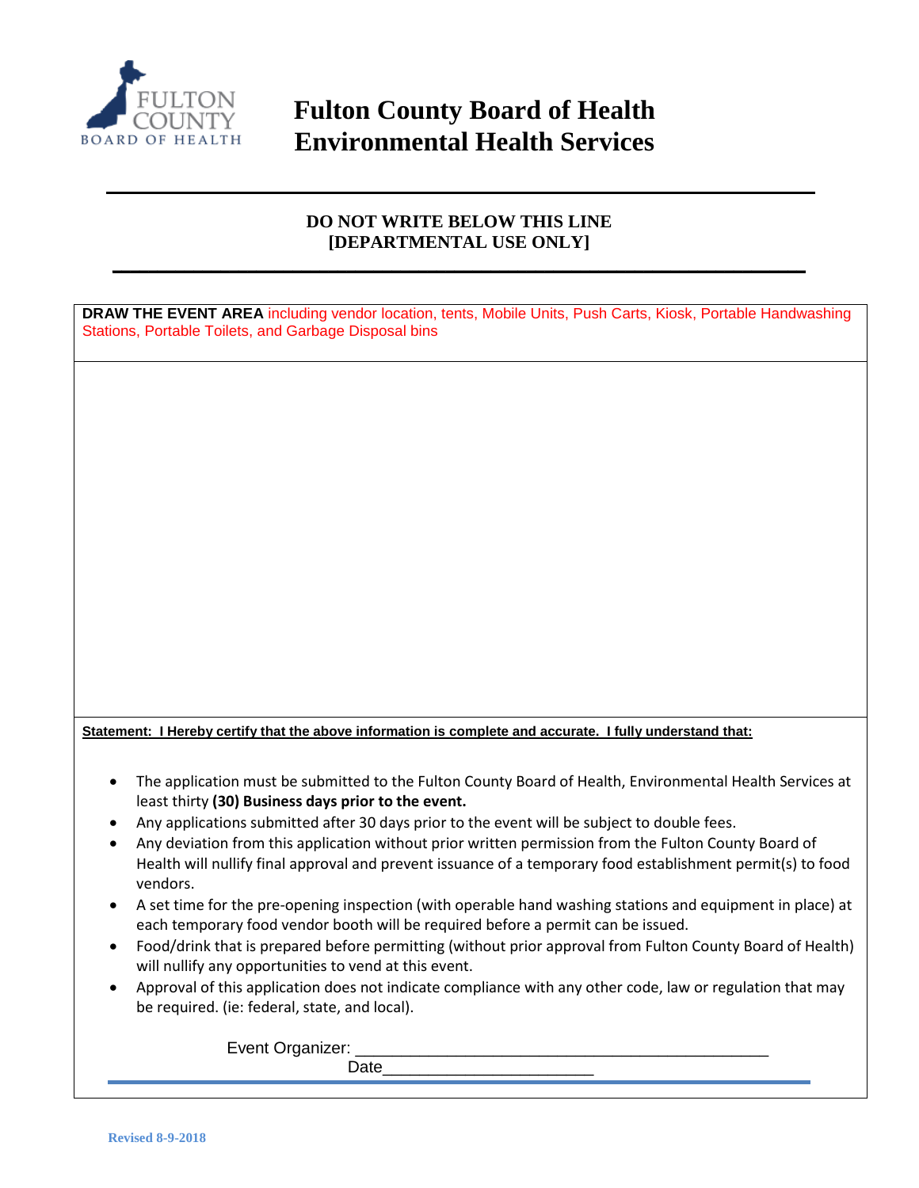# Fulton County Board of Health
# Environmental Health Services

**DO NOT WRITE BELOW THIS LINE**
**[DEPARTMENTAL USE ONLY]**

**DRAW THE EVENT AREA** including vendor location, tents, Mobile Units, Push Carts, Kiosk, Portable Handwashing Stations, Portable Toilets, and Garbage Disposal bins

**Statement: I Hereby certify that the above information is complete and accurate. I fully understand that:**

- The application must be submitted to the Fulton County Board of Health, Environmental Health Services at least thirty **(30) Business days prior to the event.**
- Any applications submitted after 30 days prior to the event will be subject to double fees.
- Any deviation from this application without prior written permission from the Fulton County Board of Health will nullify final approval and prevent issuance of a temporary food establishment permit(s) to food vendors.
- A set time for the pre-opening inspection (with operable hand washing stations and equipment in place) at each temporary food vendor booth will be required before a permit can be issued.
- Food/drink that is prepared before permitting (without prior approval from Fulton County Board of Health) will nullify any opportunities to vend at this event.
- Approval of this application does not indicate compliance with any other code, law or regulation that may be required. (ie: federal, state, and local).

Event Organizer: ____________________________________________

Date______________________

Revised 8-9-2018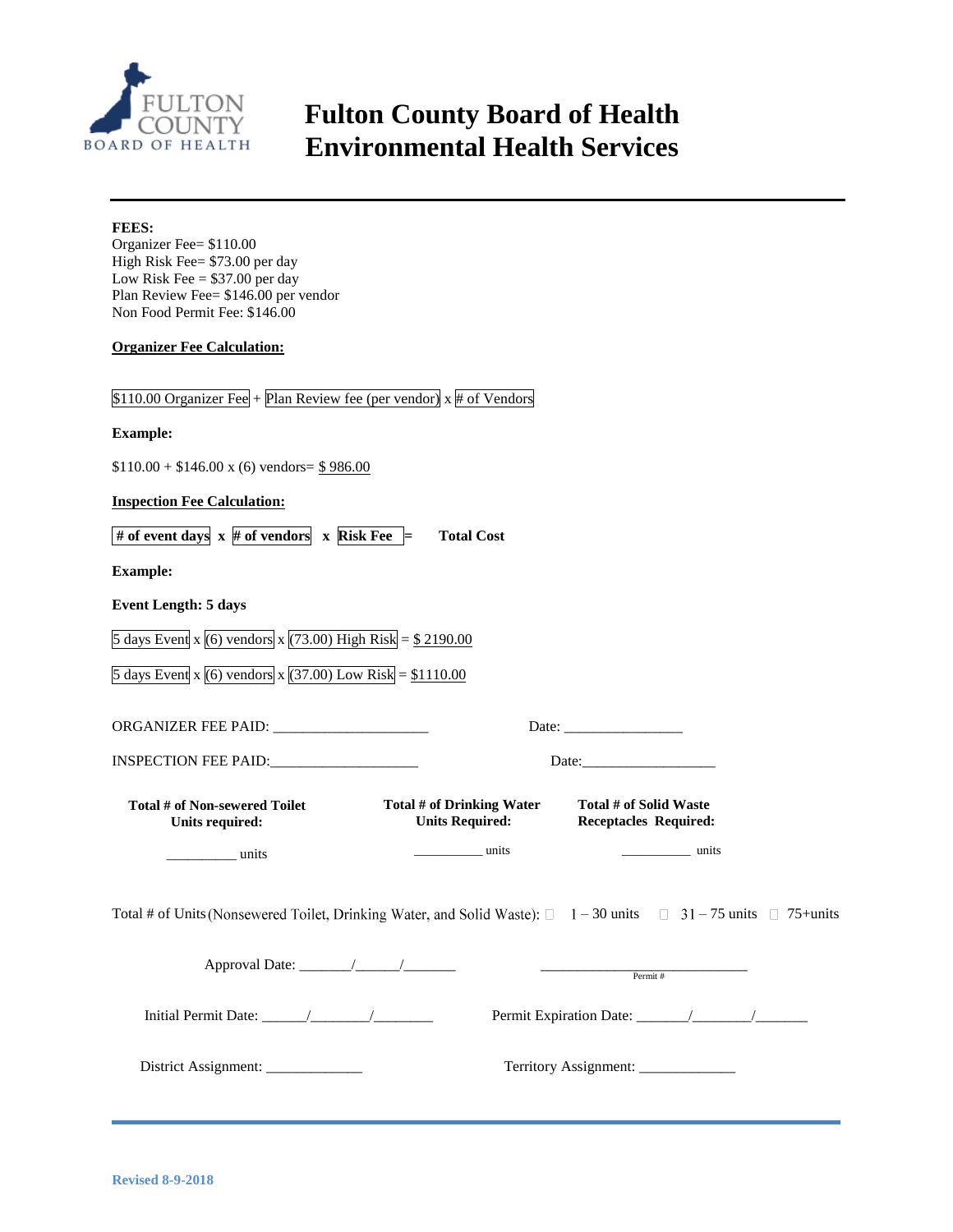# Fulton County Board of Health
# Environmental Health Services

**FEES:**
Organizer Fee= $110.00
High Risk Fee= $73.00 per day
Low Risk Fee = $37.00 per day
Plan Review Fee= $146.00 per vendor
Non Food Permit Fee: $146.00

**Organizer Fee Calculation:**

$110.00 Organizer Fee + Plan Review fee (per vendor) x # of Vendors

**Example:**

$110.00 + $146.00 x (6) vendors= $ 986.00

**Inspection Fee Calculation:**

**# of event days x # of vendors x Risk Fee = Total Cost**

**Example:**

**Event Length: 5 days**

5 days Event x (6) vendors x (73.00) High Risk = $ 2190.00

5 days Event x (6) vendors x (37.00) Low Risk = $1110.00

ORGANIZER FEE PAID: ____________________ Date: ________________

INSPECTION FEE PAID: ____________________ Date: __________________

| Total # of Non-sewered Toilet Units required: | Total # of Drinking Water Units Required: | Total # of Solid Waste Receptacles Required: |
|---|---|---|
| _________ units | __________ units | __________ units |

Total # of Units (Nonsewered Toilet, Drinking Water, and Solid Waste): ☐ 1 – 30 units ☐ 31 – 75 units ☐ 75+units

Approval Date: _______/______/_______ ____________________________ Permit #

Initial Permit Date: ______/________/________ Permit Expiration Date: _______/_______/_______

District Assignment: _____________ Territory Assignment: _____________

Revised 8-9-2018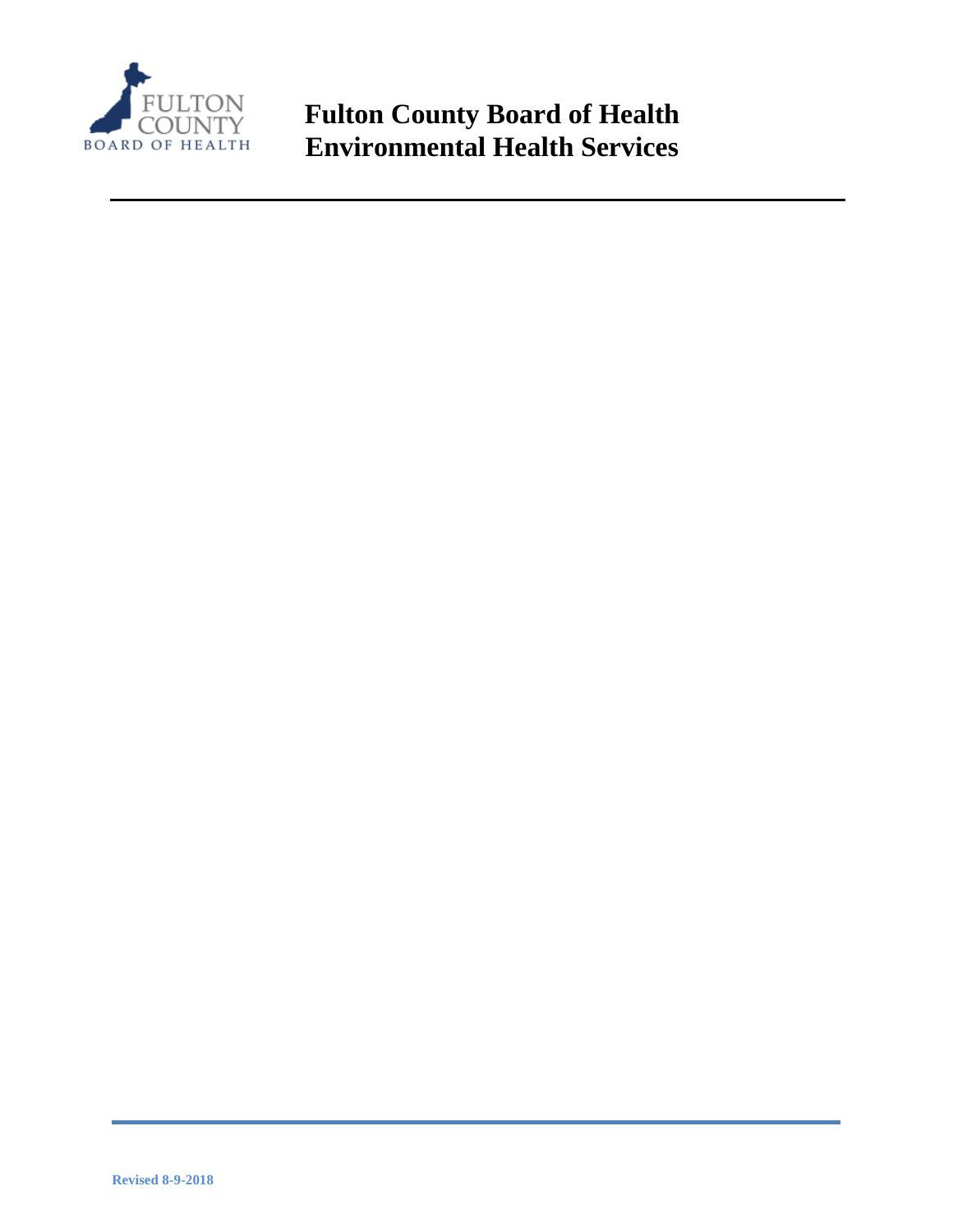# Fulton County Board of Health
# Environmental Health Services

Revised 8-9-2018